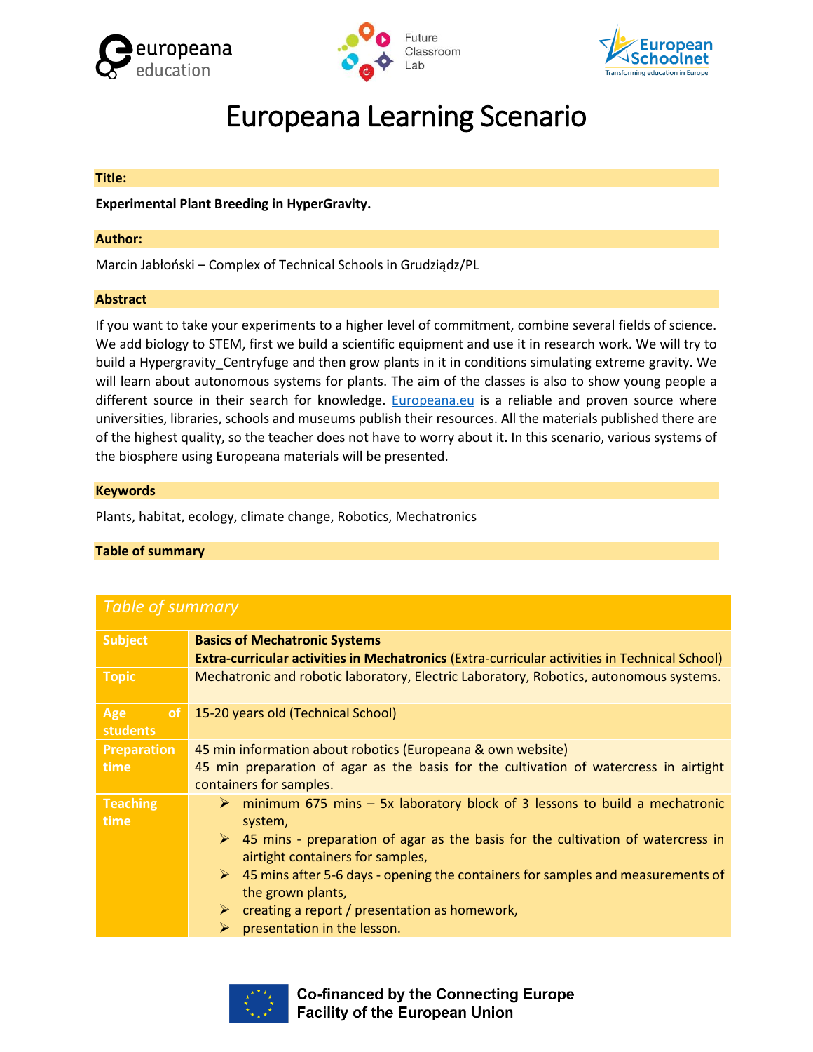# Europeana Learning Scenario

## Title:

**Experimental Plant Breeding in HyperGravity.**

## Author:

Marcin Jabłoński – Complex of Technical Schools in Grudziądz/PL

## Abstract

If you want to take your experiments to a higher level of commitment, combine several fields of science. We add biology to STEM, first we build a scientific equipment and use it in research work. We will try to build a Hypergravity_Centryfuge and then grow plants in it in conditions simulating extreme gravity. We will learn about autonomous systems for plants. The aim of the classes is also to show young people a different source in their search for knowledge. [Europeana.eu](https://www.europeana.eu) is a reliable and proven source where universities, libraries, schools and museums publish their resources. All the materials published there are of the highest quality, so the teacher does not have to worry about it. In this scenario, various systems of the biosphere using Europeana materials will be presented.

## Keywords

Plants, habitat, ecology, climate change, Robotics, Mechatronics

## Table of summary

| *Table of summary* | |
|---|---|
| **Subject** | **Basics of Mechatronic Systems**<br>**Extra-curricular activities in Mechatronics** (Extra-curricular activities in Technical School) |
| **Topic** | Mechatronic and robotic laboratory, Electric Laboratory, Robotics, autonomous systems. |
| **Age of students** | 15-20 years old (Technical School) |
| **Preparation time** | 45 min information about robotics (Europeana & own website)<br>45 min preparation of agar as the basis for the cultivation of watercress in airtight containers for samples. |
| **Teaching time** | ➢ minimum 675 mins – 5x laboratory block of 3 lessons to build a mechatronic system,<br>➢ 45 mins - preparation of agar as the basis for the cultivation of watercress in airtight containers for samples,<br>➢ 45 mins after 5-6 days - opening the containers for samples and measurements of the grown plants,<br>➢ creating a report / presentation as homework,<br>➢ presentation in the lesson. |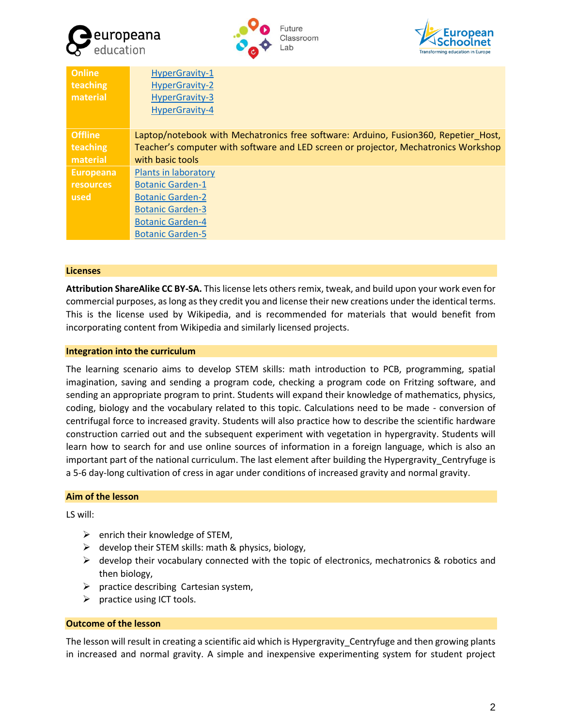| | |
|---|---|
| **Online teaching material** | HyperGravity-1<br>HyperGravity-2<br>HyperGravity-3<br>HyperGravity-4 |
| **Offline teaching material** | Laptop/notebook with Mechatronics free software: Arduino, Fusion360, Repetier_Host, Teacher's computer with software and LED screen or projector, Mechatronics Workshop with basic tools |
| **Europeana resources used** | Plants in laboratory<br>Botanic Garden-1<br>Botanic Garden-2<br>Botanic Garden-3<br>Botanic Garden-4<br>Botanic Garden-5 |

## Licenses

**Attribution ShareAlike CC BY-SA.** This license lets others remix, tweak, and build upon your work even for commercial purposes, as long as they credit you and license their new creations under the identical terms. This is the license used by Wikipedia, and is recommended for materials that would benefit from incorporating content from Wikipedia and similarly licensed projects.

## Integration into the curriculum

The learning scenario aims to develop STEM skills: math introduction to PCB, programming, spatial imagination, saving and sending a program code, checking a program code on Fritzing software, and sending an appropriate program to print. Students will expand their knowledge of mathematics, physics, coding, biology and the vocabulary related to this topic. Calculations need to be made - conversion of centrifugal force to increased gravity. Students will also practice how to describe the scientific hardware construction carried out and the subsequent experiment with vegetation in hypergravity. Students will learn how to search for and use online sources of information in a foreign language, which is also an important part of the national curriculum. The last element after building the Hypergravity_Centryfuge is a 5-6 day-long cultivation of cress in agar under conditions of increased gravity and normal gravity.

## Aim of the lesson

LS will:

- enrich their knowledge of STEM,
- develop their STEM skills: math & physics, biology,
- develop their vocabulary connected with the topic of electronics, mechatronics & robotics and then biology,
- practice describing Cartesian system,
- practice using ICT tools.

## Outcome of the lesson

The lesson will result in creating a scientific aid which is Hypergravity_Centryfuge and then growing plants in increased and normal gravity. A simple and inexpensive experimenting system for student project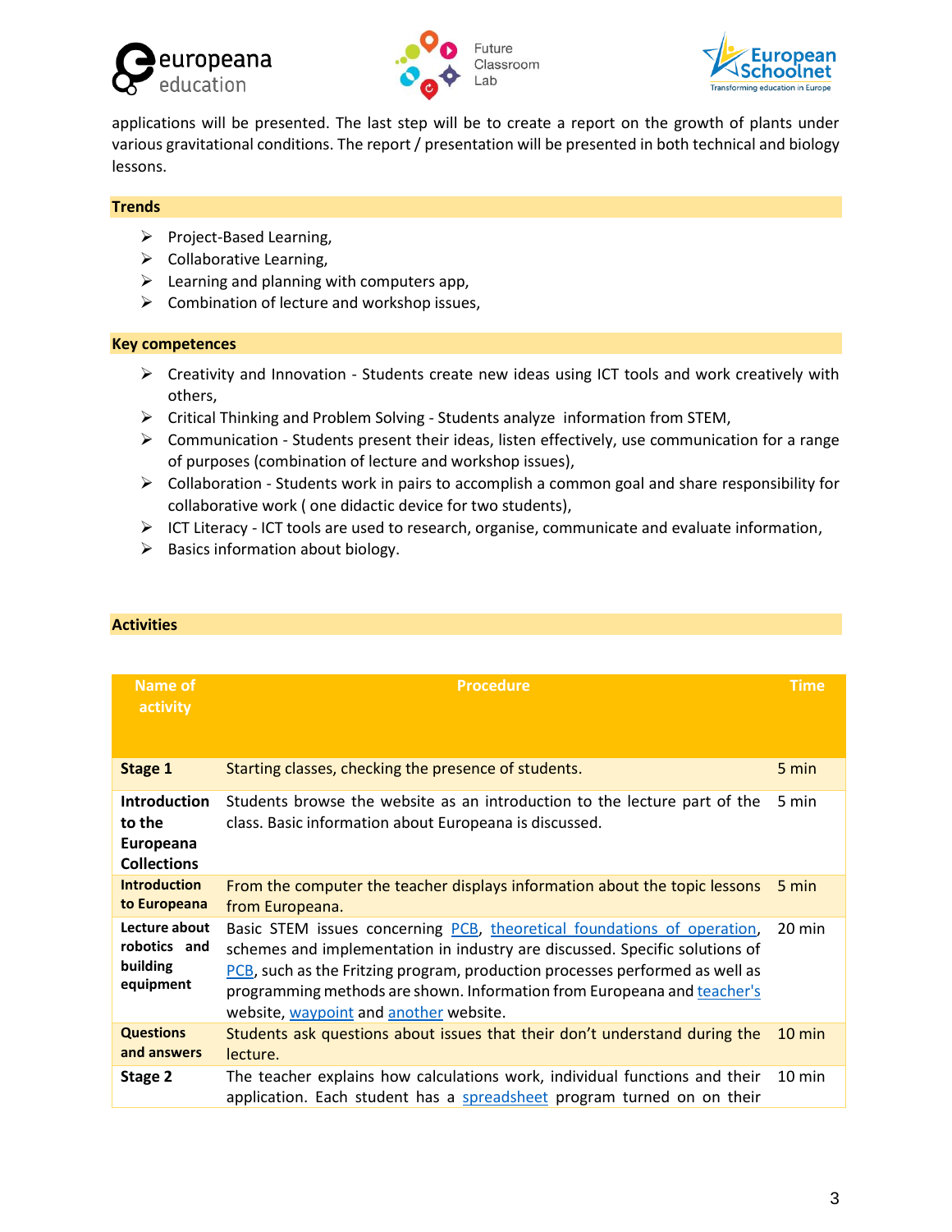applications will be presented. The last step will be to create a report on the growth of plants under various gravitational conditions. The report / presentation will be presented in both technical and biology lessons.

## Trends

- Project-Based Learning,
- Collaborative Learning,
- Learning and planning with computers app,
- Combination of lecture and workshop issues,

## Key competences

- Creativity and Innovation - Students create new ideas using ICT tools and work creatively with others,
- Critical Thinking and Problem Solving - Students analyze information from STEM,
- Communication - Students present their ideas, listen effectively, use communication for a range of purposes (combination of lecture and workshop issues),
- Collaboration - Students work in pairs to accomplish a common goal and share responsibility for collaborative work ( one didactic device for two students),
- ICT Literacy - ICT tools are used to research, organise, communicate and evaluate information,
- Basics information about biology.

## Activities

| Name of activity | Procedure | Time |
|---|---|---|
| **Stage 1** | Starting classes, checking the presence of students. | 5 min |
| **Introduction to the Europeana Collections** | Students browse the website as an introduction to the lecture part of the class. Basic information about Europeana is discussed. | 5 min |
| **Introduction to Europeana** | From the computer the teacher displays information about the topic lessons from Europeana. | 5 min |
| **Lecture about robotics and building equipment** | Basic STEM issues concerning PCB, theoretical foundations of operation, schemes and implementation in industry are discussed. Specific solutions of PCB, such as the Fritzing program, production processes performed as well as programming methods are shown. Information from Europeana and teacher's website, waypoint and another website. | 20 min |
| **Questions and answers** | Students ask questions about issues that their don't understand during the lecture. | 10 min |
| **Stage 2** | The teacher explains how calculations work, individual functions and their application. Each student has a spreadsheet program turned on on their | 10 min |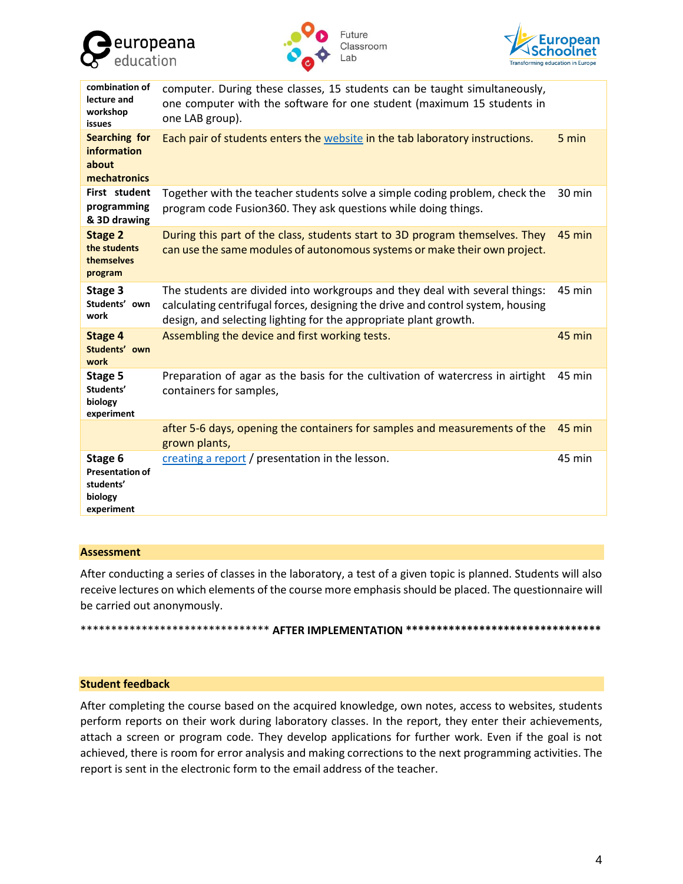| | | |
|---|---|---|
| **combination of lecture and workshop issues** | computer. During these classes, 15 students can be taught simultaneously, one computer with the software for one student (maximum 15 students in one LAB group). | |
| **Searching for information about mechatronics** | Each pair of students enters the website in the tab laboratory instructions. | 5 min |
| **First student programming & 3D drawing** | Together with the teacher students solve a simple coding problem, check the program code Fusion360. They ask questions while doing things. | 30 min |
| **Stage 2** **the students themselves program** | During this part of the class, students start to 3D program themselves. They can use the same modules of autonomous systems or make their own project. | 45 min |
| **Stage 3** **Students' own work** | The students are divided into workgroups and they deal with several things: calculating centrifugal forces, designing the drive and control system, housing design, and selecting lighting for the appropriate plant growth. | 45 min |
| **Stage 4** **Students' own work** | Assembling the device and first working tests. | 45 min |
| **Stage 5** **Students' biology experiment** | Preparation of agar as the basis for the cultivation of watercress in airtight containers for samples, | 45 min |
| | after 5-6 days, opening the containers for samples and measurements of the grown plants, | 45 min |
| **Stage 6** **Presentation of students' biology experiment** | creating a report / presentation in the lesson. | 45 min |

## Assessment

After conducting a series of classes in the laboratory, a test of a given topic is planned. Students will also receive lectures on which elements of the course more emphasis should be placed. The questionnaire will be carried out anonymously.

****************************** **AFTER IMPLEMENTATION** ********************************

## Student feedback

After completing the course based on the acquired knowledge, own notes, access to websites, students perform reports on their work during laboratory classes. In the report, they enter their achievements, attach a screen or program code. They develop applications for further work. Even if the goal is not achieved, there is room for error analysis and making corrections to the next programming activities. The report is sent in the electronic form to the email address of the teacher.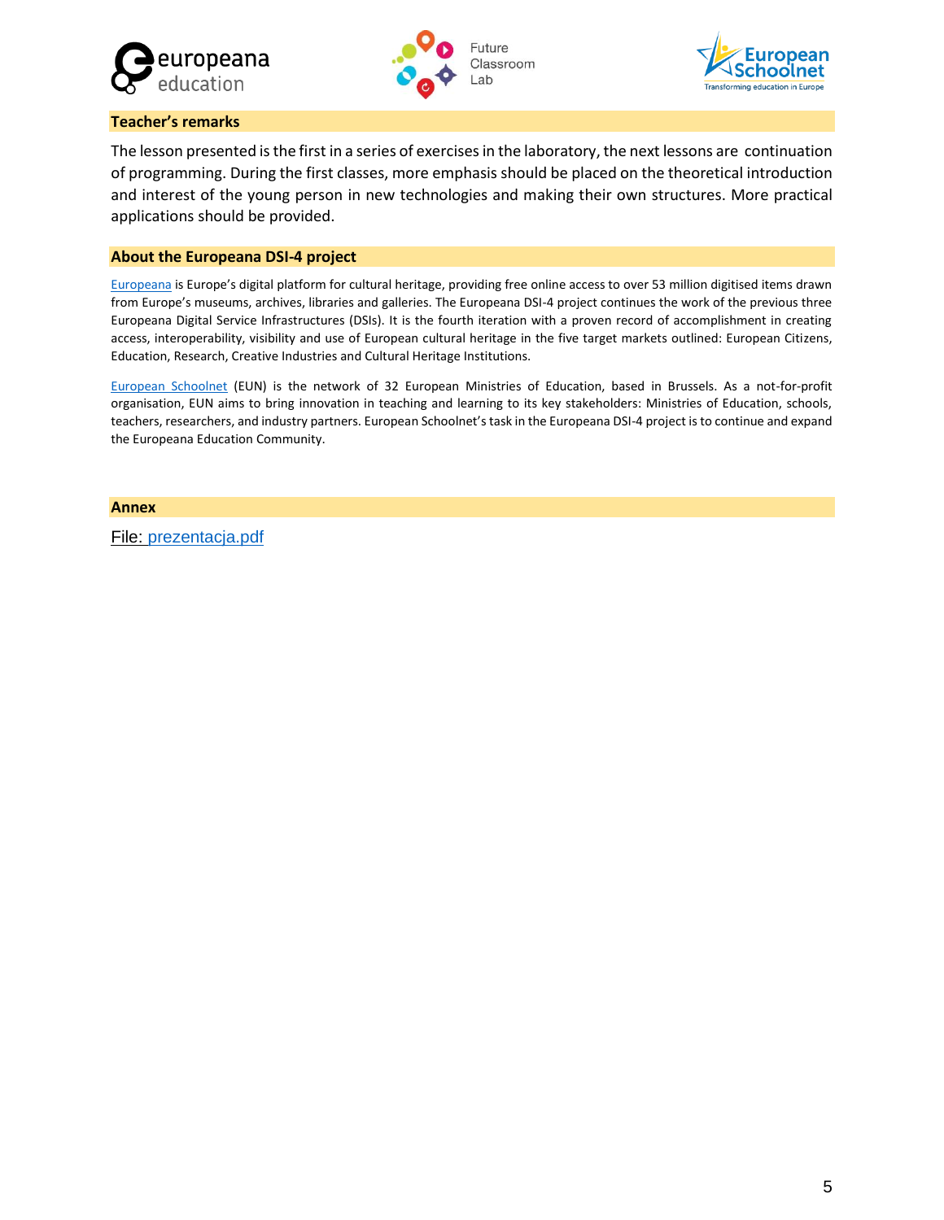## Teacher's remarks

The lesson presented is the first in a series of exercises in the laboratory, the next lessons are continuation of programming. During the first classes, more emphasis should be placed on the theoretical introduction and interest of the young person in new technologies and making their own structures. More practical applications should be provided.

## About the Europeana DSI-4 project

Europeana is Europe's digital platform for cultural heritage, providing free online access to over 53 million digitised items drawn from Europe's museums, archives, libraries and galleries. The Europeana DSI-4 project continues the work of the previous three Europeana Digital Service Infrastructures (DSIs). It is the fourth iteration with a proven record of accomplishment in creating access, interoperability, visibility and use of European cultural heritage in the five target markets outlined: European Citizens, Education, Research, Creative Industries and Cultural Heritage Institutions.

European Schoolnet (EUN) is the network of 32 European Ministries of Education, based in Brussels. As a not-for-profit organisation, EUN aims to bring innovation in teaching and learning to its key stakeholders: Ministries of Education, schools, teachers, researchers, and industry partners. European Schoolnet's task in the Europeana DSI-4 project is to continue and expand the Europeana Education Community.

## Annex

File: prezentacja.pdf